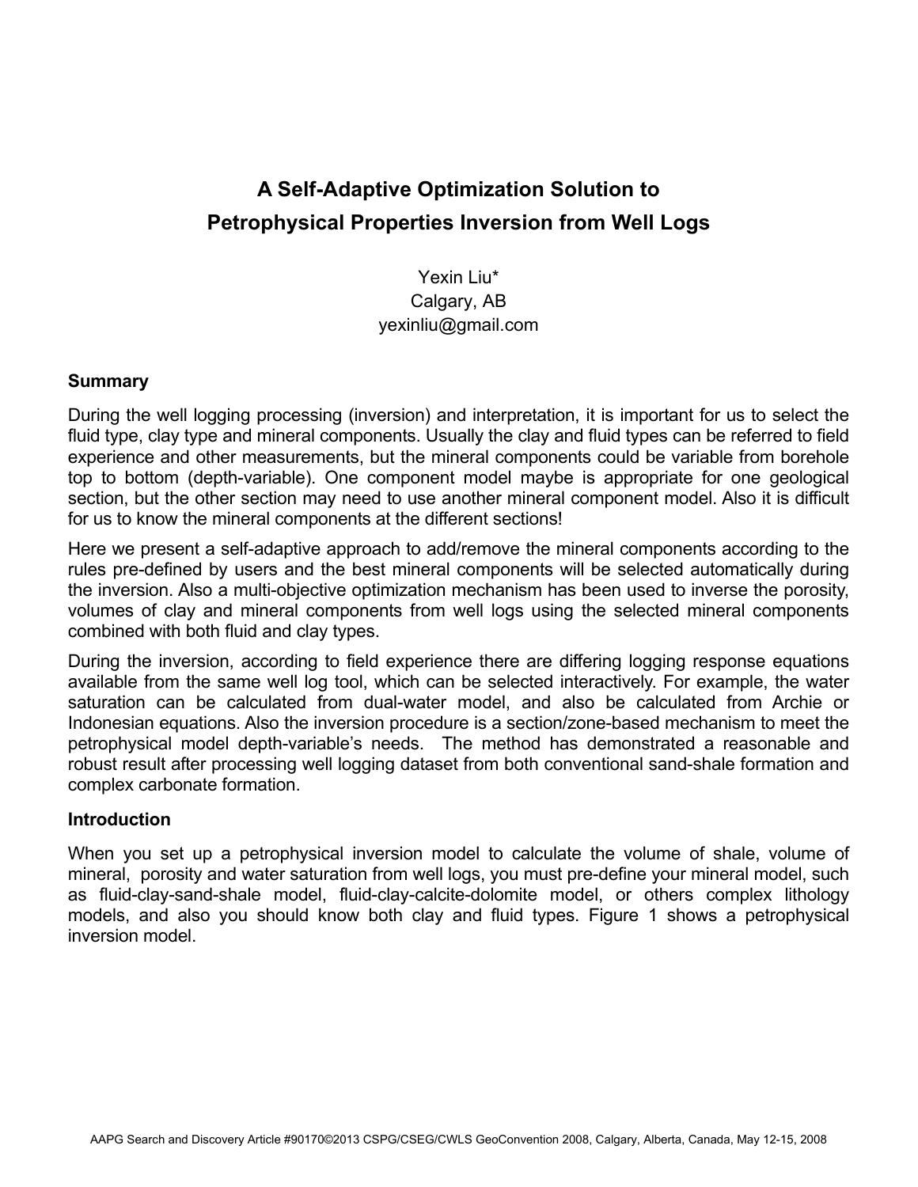# A Self-Adaptive Optimization Solution to Petrophysical Properties Inversion from Well Logs

Yexin Liu*
Calgary, AB
yexinliu@gmail.com

## Summary

During the well logging processing (inversion) and interpretation, it is important for us to select the fluid type, clay type and mineral components. Usually the clay and fluid types can be referred to field experience and other measurements, but the mineral components could be variable from borehole top to bottom (depth-variable). One component model maybe is appropriate for one geological section, but the other section may need to use another mineral component model. Also it is difficult for us to know the mineral components at the different sections!

Here we present a self-adaptive approach to add/remove the mineral components according to the rules pre-defined by users and the best mineral components will be selected automatically during the inversion. Also a multi-objective optimization mechanism has been used to inverse the porosity, volumes of clay and mineral components from well logs using the selected mineral components combined with both fluid and clay types.

During the inversion, according to field experience there are differing logging response equations available from the same well log tool, which can be selected interactively. For example, the water saturation can be calculated from dual-water model, and also be calculated from Archie or Indonesian equations. Also the inversion procedure is a section/zone-based mechanism to meet the petrophysical model depth-variable's needs. The method has demonstrated a reasonable and robust result after processing well logging dataset from both conventional sand-shale formation and complex carbonate formation.

## Introduction

When you set up a petrophysical inversion model to calculate the volume of shale, volume of mineral, porosity and water saturation from well logs, you must pre-define your mineral model, such as fluid-clay-sand-shale model, fluid-clay-calcite-dolomite model, or others complex lithology models, and also you should know both clay and fluid types. Figure 1 shows a petrophysical inversion model.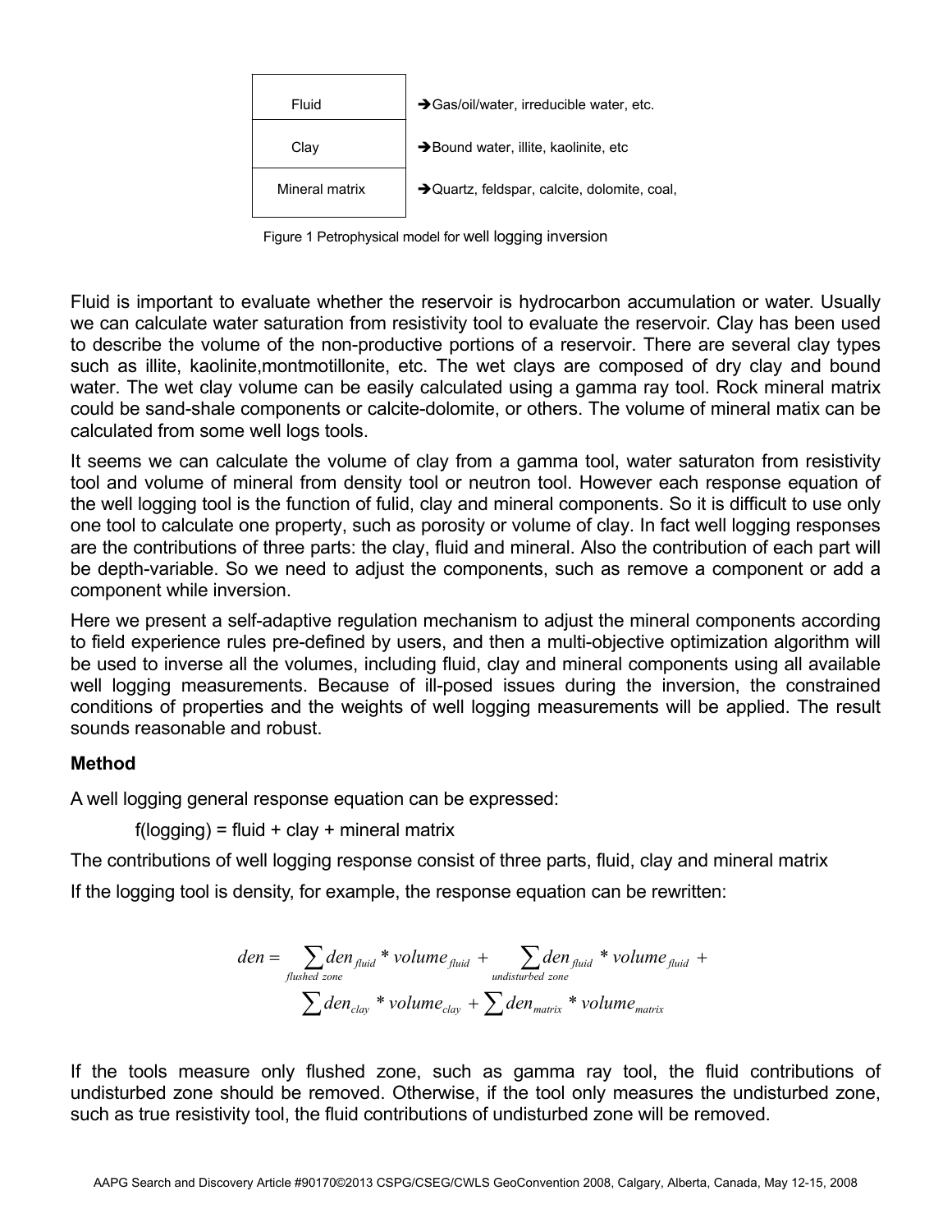| Fluid | →Gas/oil/water, irreducible water, etc. |
|---|---|
| Clay | →Bound water, illite, kaolinite, etc |
| Mineral matrix | →Quartz, feldspar, calcite, dolomite, coal, |

Figure 1 Petrophysical model for well logging inversion

Fluid is important to evaluate whether the reservoir is hydrocarbon accumulation or water. Usually we can calculate water saturation from resistivity tool to evaluate the reservoir. Clay has been used to describe the volume of the non-productive portions of a reservoir. There are several clay types such as illite, kaolinite,montmotillonite, etc. The wet clays are composed of dry clay and bound water. The wet clay volume can be easily calculated using a gamma ray tool. Rock mineral matrix could be sand-shale components or calcite-dolomite, or others. The volume of mineral matix can be calculated from some well logs tools.

It seems we can calculate the volume of clay from a gamma tool, water saturaton from resistivity tool and volume of mineral from density tool or neutron tool. However each response equation of the well logging tool is the function of fulid, clay and mineral components. So it is difficult to use only one tool to calculate one property, such as porosity or volume of clay. In fact well logging responses are the contributions of three parts: the clay, fluid and mineral. Also the contribution of each part will be depth-variable. So we need to adjust the components, such as remove a component or add a component while inversion.

Here we present a self-adaptive regulation mechanism to adjust the mineral components according to field experience rules pre-defined by users, and then a multi-objective optimization algorithm will be used to inverse all the volumes, including fluid, clay and mineral components using all available well logging measurements. Because of ill-posed issues during the inversion, the constrained conditions of properties and the weights of well logging measurements will be applied. The result sounds reasonable and robust.

**Method**

A well logging general response equation can be expressed:

f(logging) = fluid + clay + mineral matrix

The contributions of well logging response consist of three parts, fluid, clay and mineral matrix

If the logging tool is density, for example, the response equation can be rewritten:

$$den = \sum_{flushed\ zone} den_{fluid} * volume_{fluid} + \sum_{undisturbed\ zone} den_{fluid} * volume_{fluid} + \sum den_{clay} * volume_{clay} + \sum den_{matrix} * volume_{matrix}$$

If the tools measure only flushed zone, such as gamma ray tool, the fluid contributions of undisturbed zone should be removed. Otherwise, if the tool only measures the undisturbed zone, such as true resistivity tool, the fluid contributions of undisturbed zone will be removed.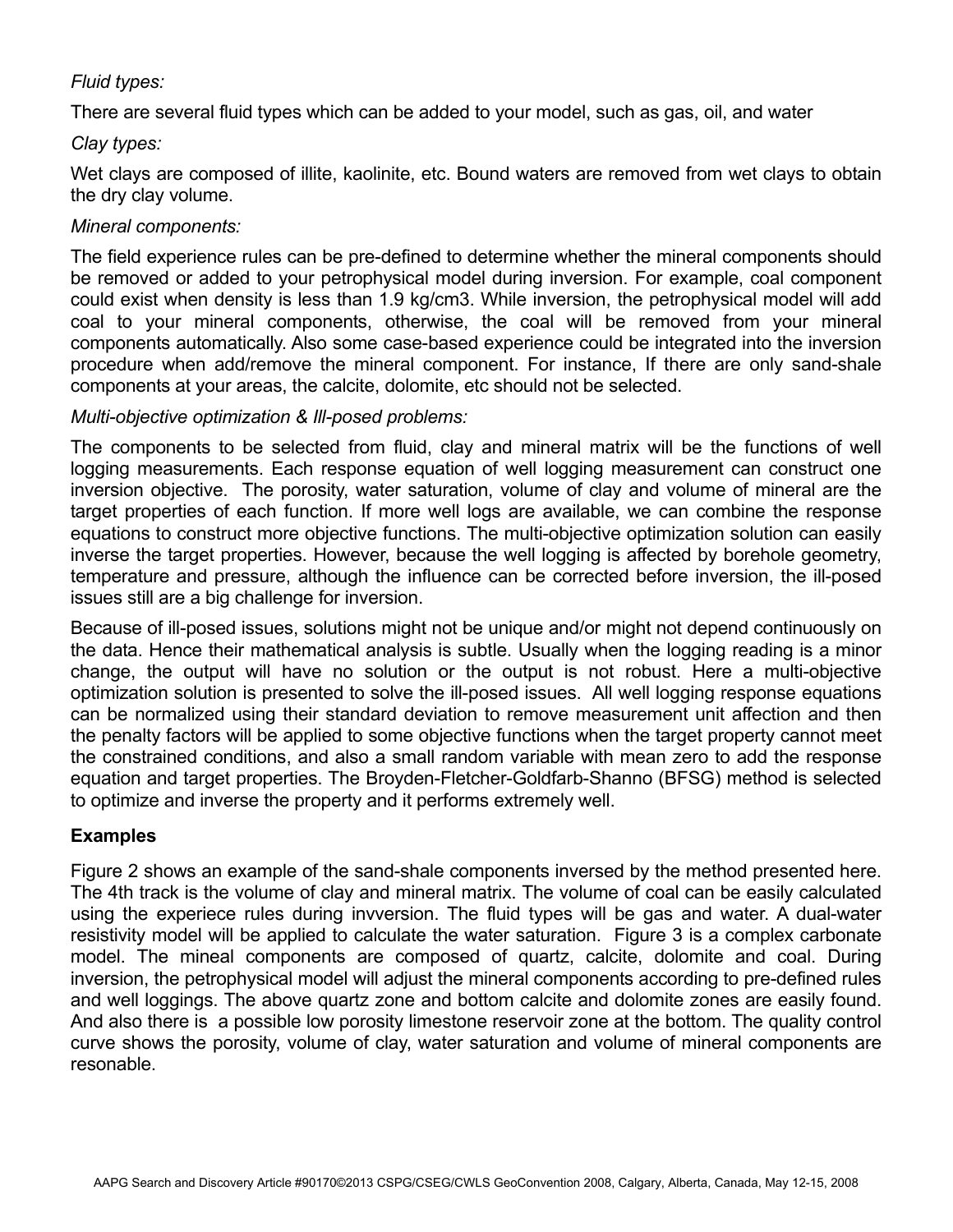*Fluid types:*

There are several fluid types which can be added to your model, such as gas, oil, and water

*Clay types:*

Wet clays are composed of illite, kaolinite, etc. Bound waters are removed from wet clays to obtain the dry clay volume.

*Mineral components:*

The field experience rules can be pre-defined to determine whether the mineral components should be removed or added to your petrophysical model during inversion. For example, coal component could exist when density is less than 1.9 kg/cm3. While inversion, the petrophysical model will add coal to your mineral components, otherwise, the coal will be removed from your mineral components automatically. Also some case-based experience could be integrated into the inversion procedure when add/remove the mineral component. For instance, If there are only sand-shale components at your areas, the calcite, dolomite, etc should not be selected.

*Multi-objective optimization & Ill-posed problems:*

The components to be selected from fluid, clay and mineral matrix will be the functions of well logging measurements. Each response equation of well logging measurement can construct one inversion objective. The porosity, water saturation, volume of clay and volume of mineral are the target properties of each function. If more well logs are available, we can combine the response equations to construct more objective functions. The multi-objective optimization solution can easily inverse the target properties. However, because the well logging is affected by borehole geometry, temperature and pressure, although the influence can be corrected before inversion, the ill-posed issues still are a big challenge for inversion.

Because of ill-posed issues, solutions might not be unique and/or might not depend continuously on the data. Hence their mathematical analysis is subtle. Usually when the logging reading is a minor change, the output will have no solution or the output is not robust. Here a multi-objective optimization solution is presented to solve the ill-posed issues. All well logging response equations can be normalized using their standard deviation to remove measurement unit affection and then the penalty factors will be applied to some objective functions when the target property cannot meet the constrained conditions, and also a small random variable with mean zero to add the response equation and target properties. The Broyden-Fletcher-Goldfarb-Shanno (BFSG) method is selected to optimize and inverse the property and it performs extremely well.

## Examples

Figure 2 shows an example of the sand-shale components inversed by the method presented here. The 4th track is the volume of clay and mineral matrix. The volume of coal can be easily calculated using the experiece rules during invversion. The fluid types will be gas and water. A dual-water resistivity model will be applied to calculate the water saturation. Figure 3 is a complex carbonate model. The mineal components are composed of quartz, calcite, dolomite and coal. During inversion, the petrophysical model will adjust the mineral components according to pre-defined rules and well loggings. The above quartz zone and bottom calcite and dolomite zones are easily found. And also there is a possible low porosity limestone reservoir zone at the bottom. The quality control curve shows the porosity, volume of clay, water saturation and volume of mineral components are resonable.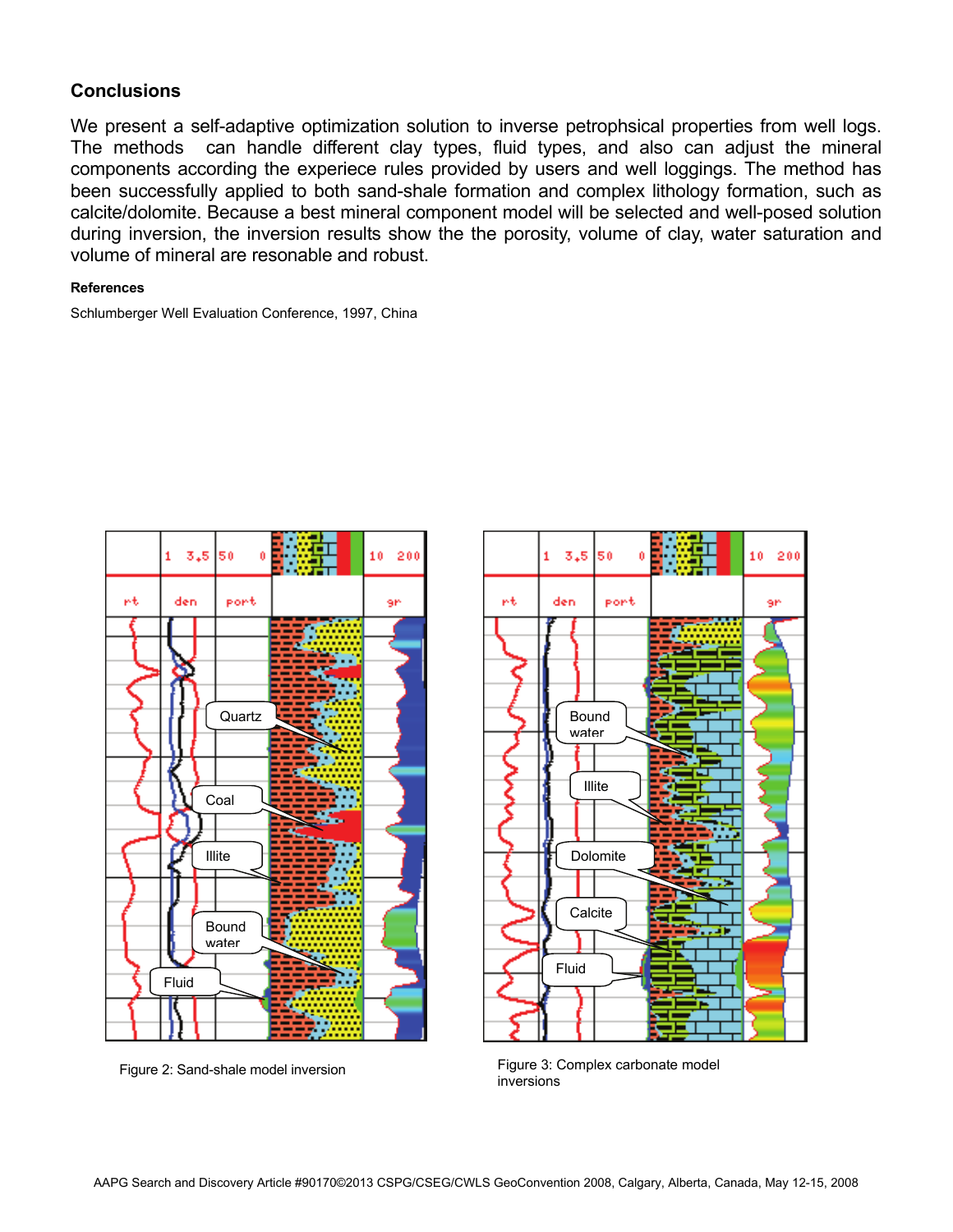## Conclusions

We present a self-adaptive optimization solution to inverse petrophsical properties from well logs. The methods can handle different clay types, fluid types, and also can adjust the mineral components according the experiece rules provided by users and well loggings. The method has been successfully applied to both sand-shale formation and complex lithology formation, such as calcite/dolomite. Because a best mineral component model will be selected and well-posed solution during inversion, the inversion results show the the porosity, volume of clay, water saturation and volume of mineral are resonable and robust.

#### References

Schlumberger Well Evaluation Conference, 1997, China

rt
den
1 3.5
port
50 0
gr
10 200
Quartz
Coal
Illite
Bound water
Fluid

Figure 2: Sand-shale model inversion

rt
den
1 3.5
port
50 0
gr
10 200
Bound water
Illite
Dolomite
Calcite
Fluid

Figure 3: Complex carbonate model inversions